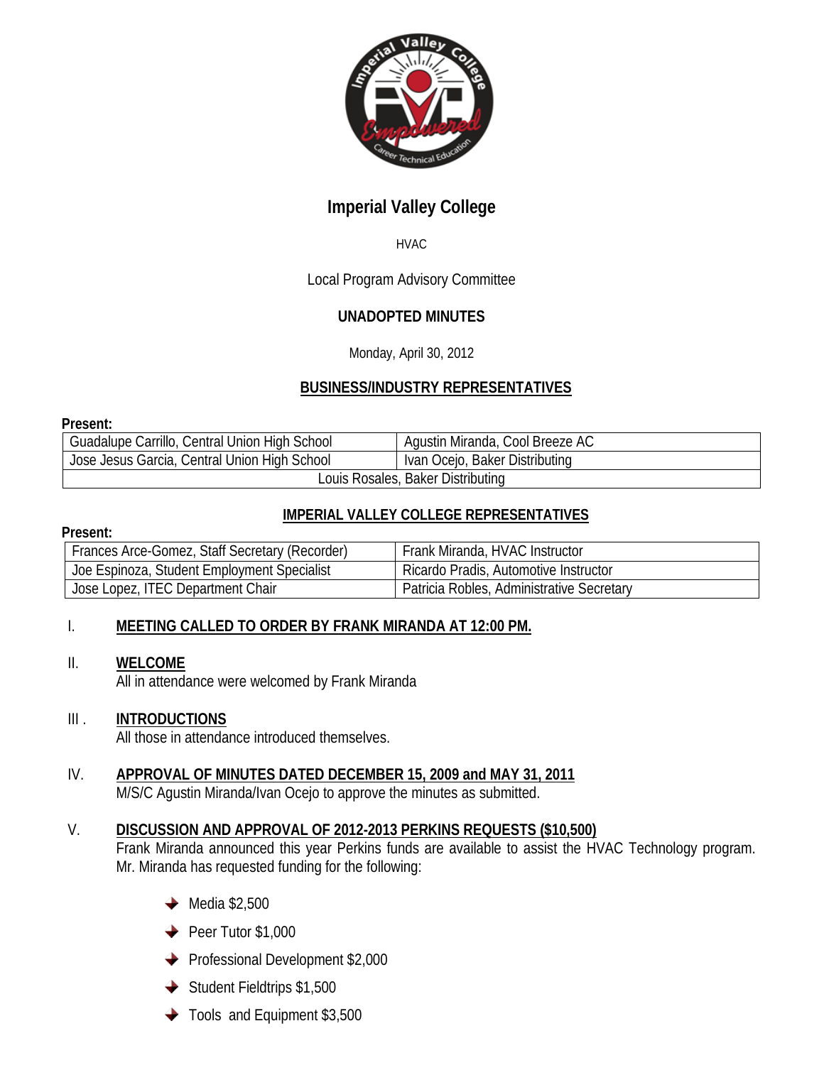# Imperial Valley College

HVAC

Local Program Advisory Committee

**UNADOPTED MINUTES**

Monday, April 30, 2012

## BUSINESS/INDUSTRY REPRESENTATIVES

**Present:**

| | |
|---|---|
| Guadalupe Carrillo, Central Union High School | Agustin Miranda, Cool Breeze AC |
| Jose Jesus Garcia, Central Union High School | Ivan Ocejo, Baker Distributing |
| Louis Rosales, Baker Distributing | |

## IMPERIAL VALLEY COLLEGE REPRESENTATIVES

**Present:**

| | |
|---|---|
| Frances Arce-Gomez, Staff Secretary (Recorder) | Frank Miranda, HVAC Instructor |
| Joe Espinoza, Student Employment Specialist | Ricardo Pradis, Automotive Instructor |
| Jose Lopez, ITEC Department Chair | Patricia Robles, Administrative Secretary |

I. **MEETING CALLED TO ORDER BY FRANK MIRANDA AT 12:00 PM.**

II. **WELCOME**
All in attendance were welcomed by Frank Miranda

III. **INTRODUCTIONS**
All those in attendance introduced themselves.

IV. **APPROVAL OF MINUTES DATED DECEMBER 15, 2009 and MAY 31, 2011**
M/S/C Agustin Miranda/Ivan Ocejo to approve the minutes as submitted.

V. **DISCUSSION AND APPROVAL OF 2012-2013 PERKINS REQUESTS ($10,500)**
Frank Miranda announced this year Perkins funds are available to assist the HVAC Technology program. Mr. Miranda has requested funding for the following:

- Media $2,500
- Peer Tutor $1,000
- Professional Development $2,000
- Student Fieldtrips $1,500
- Tools and Equipment $3,500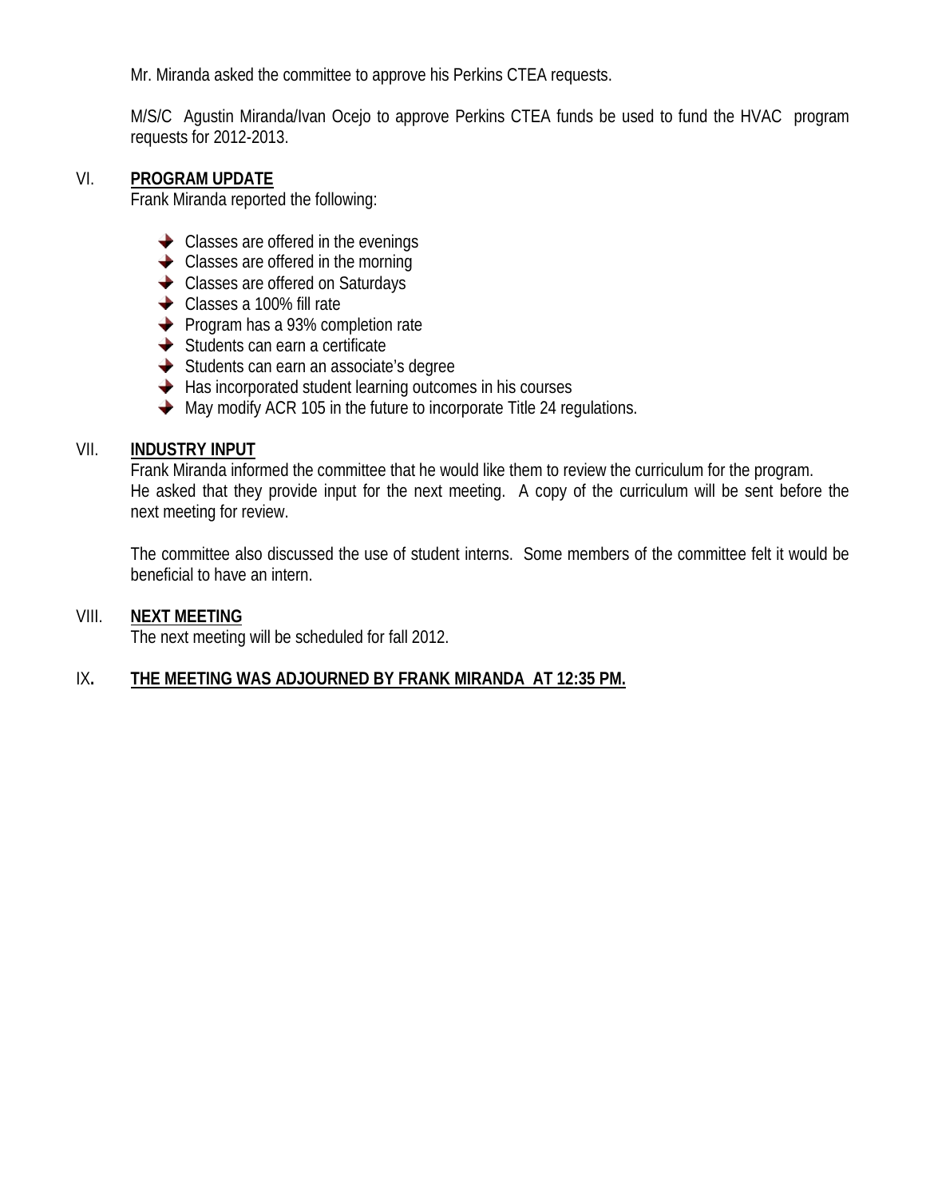Mr. Miranda asked the committee to approve his Perkins CTEA requests.

M/S/C Agustin Miranda/Ivan Ocejo to approve Perkins CTEA funds be used to fund the HVAC program requests for 2012-2013.

## VI. **PROGRAM UPDATE**

Frank Miranda reported the following:

- Classes are offered in the evenings
- Classes are offered in the morning
- Classes are offered on Saturdays
- Classes a 100% fill rate
- Program has a 93% completion rate
- Students can earn a certificate
- Students can earn an associate's degree
- Has incorporated student learning outcomes in his courses
- May modify ACR 105 in the future to incorporate Title 24 regulations.

## VII. **INDUSTRY INPUT**

Frank Miranda informed the committee that he would like them to review the curriculum for the program. He asked that they provide input for the next meeting. A copy of the curriculum will be sent before the next meeting for review.

The committee also discussed the use of student interns. Some members of the committee felt it would be beneficial to have an intern.

## VIII. **NEXT MEETING**

The next meeting will be scheduled for fall 2012.

## IX. **THE MEETING WAS ADJOURNED BY FRANK MIRANDA AT 12:35 PM.**